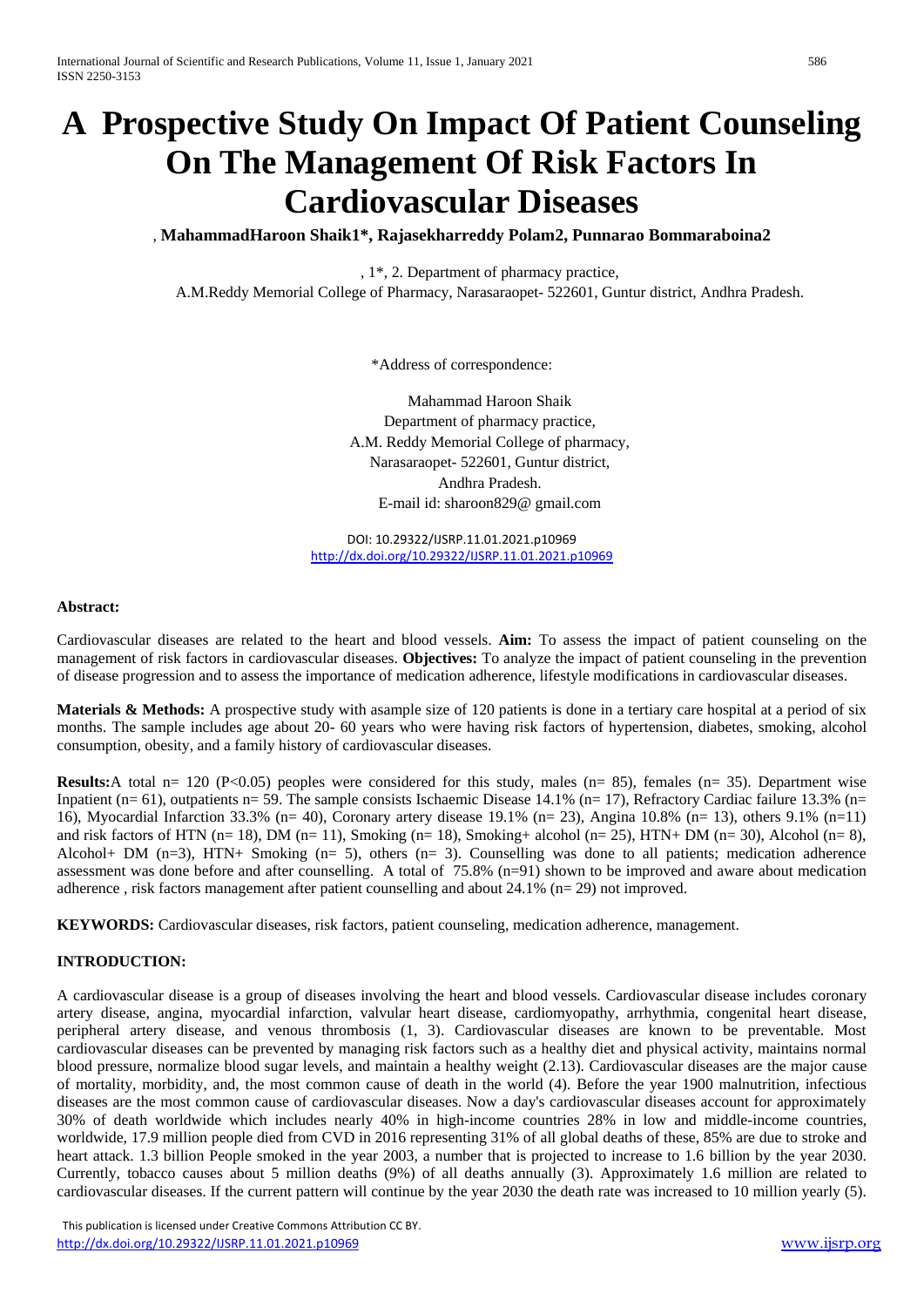# A Prospective Study On Impact Of Patient Counseling On The Management Of Risk Factors In Cardiovascular Diseases

, **MahammadHaroon Shaik1\*, Rajasekharreddy Polam2, Punnarao Bommaraboina2**

, 1\*, 2. Department of pharmacy practice,
A.M.Reddy Memorial College of Pharmacy, Narasaraopet- 522601, Guntur district, Andhra Pradesh.

\*Address of correspondence:

Mahammad Haroon Shaik
Department of pharmacy practice,
A.M. Reddy Memorial College of pharmacy,
Narasaraopet- 522601, Guntur district,
Andhra Pradesh.
E-mail id: sharoon829@ gmail.com

DOI: 10.29322/IJSRP.11.01.2021.p10969
http://dx.doi.org/10.29322/IJSRP.11.01.2021.p10969

**Abstract:**

Cardiovascular diseases are related to the heart and blood vessels. **Aim:** To assess the impact of patient counseling on the management of risk factors in cardiovascular diseases. **Objectives:** To analyze the impact of patient counseling in the prevention of disease progression and to assess the importance of medication adherence, lifestyle modifications in cardiovascular diseases.

**Materials & Methods:** A prospective study with asample size of 120 patients is done in a tertiary care hospital at a period of six months. The sample includes age about 20- 60 years who were having risk factors of hypertension, diabetes, smoking, alcohol consumption, obesity, and a family history of cardiovascular diseases.

**Results:**A total n= 120 (P<0.05) peoples were considered for this study, males (n= 85), females (n= 35). Department wise Inpatient (n= 61), outpatients n= 59. The sample consists Ischaemic Disease 14.1% (n= 17), Refractory Cardiac failure 13.3% (n= 16), Myocardial Infarction 33.3% (n= 40), Coronary artery disease 19.1% (n= 23), Angina 10.8% (n= 13), others 9.1% (n=11) and risk factors of HTN (n= 18), DM (n= 11), Smoking (n= 18), Smoking+ alcohol (n= 25), HTN+ DM (n= 30), Alcohol (n= 8), Alcohol+ DM (n=3), HTN+ Smoking (n= 5), others (n= 3). Counselling was done to all patients; medication adherence assessment was done before and after counselling. A total of 75.8% (n=91) shown to be improved and aware about medication adherence , risk factors management after patient counselling and about 24.1% (n= 29) not improved.

**KEYWORDS:** Cardiovascular diseases, risk factors, patient counseling, medication adherence, management.

**INTRODUCTION:**

A cardiovascular disease is a group of diseases involving the heart and blood vessels. Cardiovascular disease includes coronary artery disease, angina, myocardial infarction, valvular heart disease, cardiomyopathy, arrhythmia, congenital heart disease, peripheral artery disease, and venous thrombosis (1, 3). Cardiovascular diseases are known to be preventable. Most cardiovascular diseases can be prevented by managing risk factors such as a healthy diet and physical activity, maintains normal blood pressure, normalize blood sugar levels, and maintain a healthy weight (2.13). Cardiovascular diseases are the major cause of mortality, morbidity, and, the most common cause of death in the world (4). Before the year 1900 malnutrition, infectious diseases are the most common cause of cardiovascular diseases. Now a day's cardiovascular diseases account for approximately 30% of death worldwide which includes nearly 40% in high-income countries 28% in low and middle-income countries, worldwide, 17.9 million people died from CVD in 2016 representing 31% of all global deaths of these, 85% are due to stroke and heart attack. 1.3 billion People smoked in the year 2003, a number that is projected to increase to 1.6 billion by the year 2030. Currently, tobacco causes about 5 million deaths (9%) of all deaths annually (3). Approximately 1.6 million are related to cardiovascular diseases. If the current pattern will continue by the year 2030 the death rate was increased to 10 million yearly (5).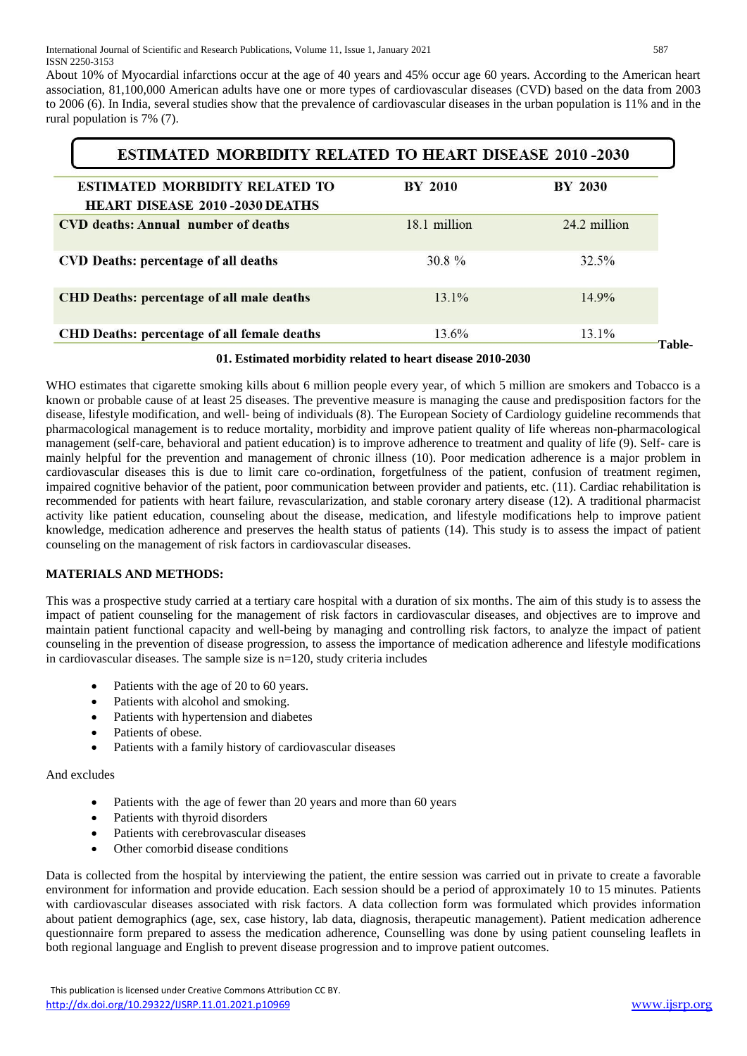About 10% of Myocardial infarctions occur at the age of 40 years and 45% occur age 60 years. According to the American heart association, 81,100,000 American adults have one or more types of cardiovascular diseases (CVD) based on the data from 2003 to 2006 (6). In India, several studies show that the prevalence of cardiovascular diseases in the urban population is 11% and in the rural population is 7% (7).

**ESTIMATED MORBIDITY RELATED TO HEART DISEASE 2010 -2030**

| ESTIMATED MORBIDITY RELATED TO HEART DISEASE 2010 -2030 DEATHS | BY 2010 | BY 2030 |
|---|---|---|
| CVD deaths: Annual number of deaths | 18.1 million | 24.2 million |
| CVD Deaths: percentage of all deaths | 30.8 % | 32.5% |
| CHD Deaths: percentage of all male deaths | 13.1% | 14.9% |
| CHD Deaths: percentage of all female deaths | 13.6% | 13.1% |

**Table-01. Estimated morbidity related to heart disease 2010-2030**

WHO estimates that cigarette smoking kills about 6 million people every year, of which 5 million are smokers and Tobacco is a known or probable cause of at least 25 diseases. The preventive measure is managing the cause and predisposition factors for the disease, lifestyle modification, and well- being of individuals (8). The European Society of Cardiology guideline recommends that pharmacological management is to reduce mortality, morbidity and improve patient quality of life whereas non-pharmacological management (self-care, behavioral and patient education) is to improve adherence to treatment and quality of life (9). Self- care is mainly helpful for the prevention and management of chronic illness (10). Poor medication adherence is a major problem in cardiovascular diseases this is due to limit care co-ordination, forgetfulness of the patient, confusion of treatment regimen, impaired cognitive behavior of the patient, poor communication between provider and patients, etc. (11). Cardiac rehabilitation is recommended for patients with heart failure, revascularization, and stable coronary artery disease (12). A traditional pharmacist activity like patient education, counseling about the disease, medication, and lifestyle modifications help to improve patient knowledge, medication adherence and preserves the health status of patients (14). This study is to assess the impact of patient counseling on the management of risk factors in cardiovascular diseases.

## MATERIALS AND METHODS:

This was a prospective study carried at a tertiary care hospital with a duration of six months. The aim of this study is to assess the impact of patient counseling for the management of risk factors in cardiovascular diseases, and objectives are to improve and maintain patient functional capacity and well-being by managing and controlling risk factors, to analyze the impact of patient counseling in the prevention of disease progression, to assess the importance of medication adherence and lifestyle modifications in cardiovascular diseases. The sample size is n=120, study criteria includes

- Patients with the age of 20 to 60 years.
- Patients with alcohol and smoking.
- Patients with hypertension and diabetes
- Patients of obese.
- Patients with a family history of cardiovascular diseases

And excludes

- Patients with the age of fewer than 20 years and more than 60 years
- Patients with thyroid disorders
- Patients with cerebrovascular diseases
- Other comorbid disease conditions

Data is collected from the hospital by interviewing the patient, the entire session was carried out in private to create a favorable environment for information and provide education. Each session should be a period of approximately 10 to 15 minutes. Patients with cardiovascular diseases associated with risk factors. A data collection form was formulated which provides information about patient demographics (age, sex, case history, lab data, diagnosis, therapeutic management). Patient medication adherence questionnaire form prepared to assess the medication adherence, Counselling was done by using patient counseling leaflets in both regional language and English to prevent disease progression and to improve patient outcomes.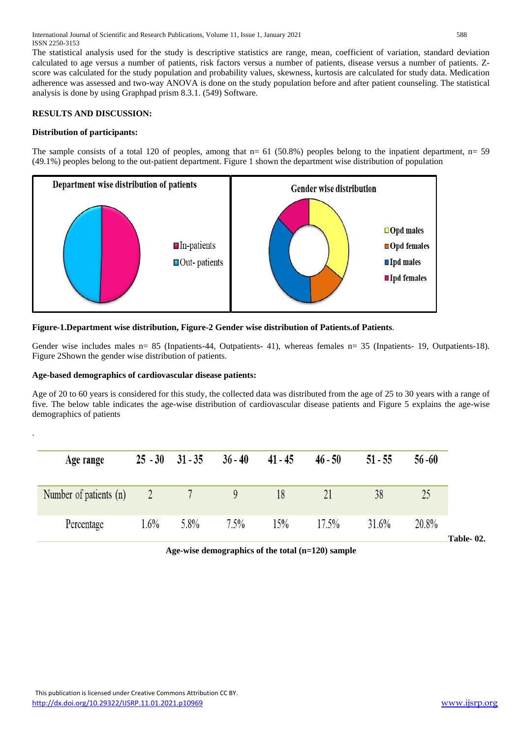The statistical analysis used for the study is descriptive statistics are range, mean, coefficient of variation, standard deviation calculated to age versus a number of patients, risk factors versus a number of patients, disease versus a number of patients. Z-score was calculated for the study population and probability values, skewness, kurtosis are calculated for study data. Medication adherence was assessed and two-way ANOVA is done on the study population before and after patient counseling. The statistical analysis is done by using Graphpad prism 8.3.1. (549) Software.

## RESULTS AND DISCUSSION:

### Distribution of participants:

The sample consists of a total 120 of peoples, among that n= 61 (50.8%) peoples belong to the inpatient department, n= 59 (49.1%) peoples belong to the out-patient department. Figure 1 shown the department wise distribution of population

**Figure-1.Department wise distribution, Figure-2 Gender wise distribution of Patients.of Patients**.

Gender wise includes males n= 85 (Inpatients-44, Outpatients- 41), whereas females n= 35 (Inpatients- 19, Outpatients-18). Figure 2Shown the gender wise distribution of patients.

### Age-based demographics of cardiovascular disease patients:

Age of 20 to 60 years is considered for this study, the collected data was distributed from the age of 25 to 30 years with a range of five. The below table indicates the age-wise distribution of cardiovascular disease patients and Figure 5 explains the age-wise demographics of patients

.

| Age range | 25 - 30 | 31 - 35 | 36 - 40 | 41 - 45 | 46 - 50 | 51 - 55 | 56 -60 |
|---|---|---|---|---|---|---|---|
| Number of patients (n) | 2 | 7 | 9 | 18 | 21 | 38 | 25 |
| Percentage | 1.6% | 5.8% | 7.5% | 15% | 17.5% | 31.6% | 20.8% |

**Table- 02.**

**Age-wise demographics of the total (n=120) sample**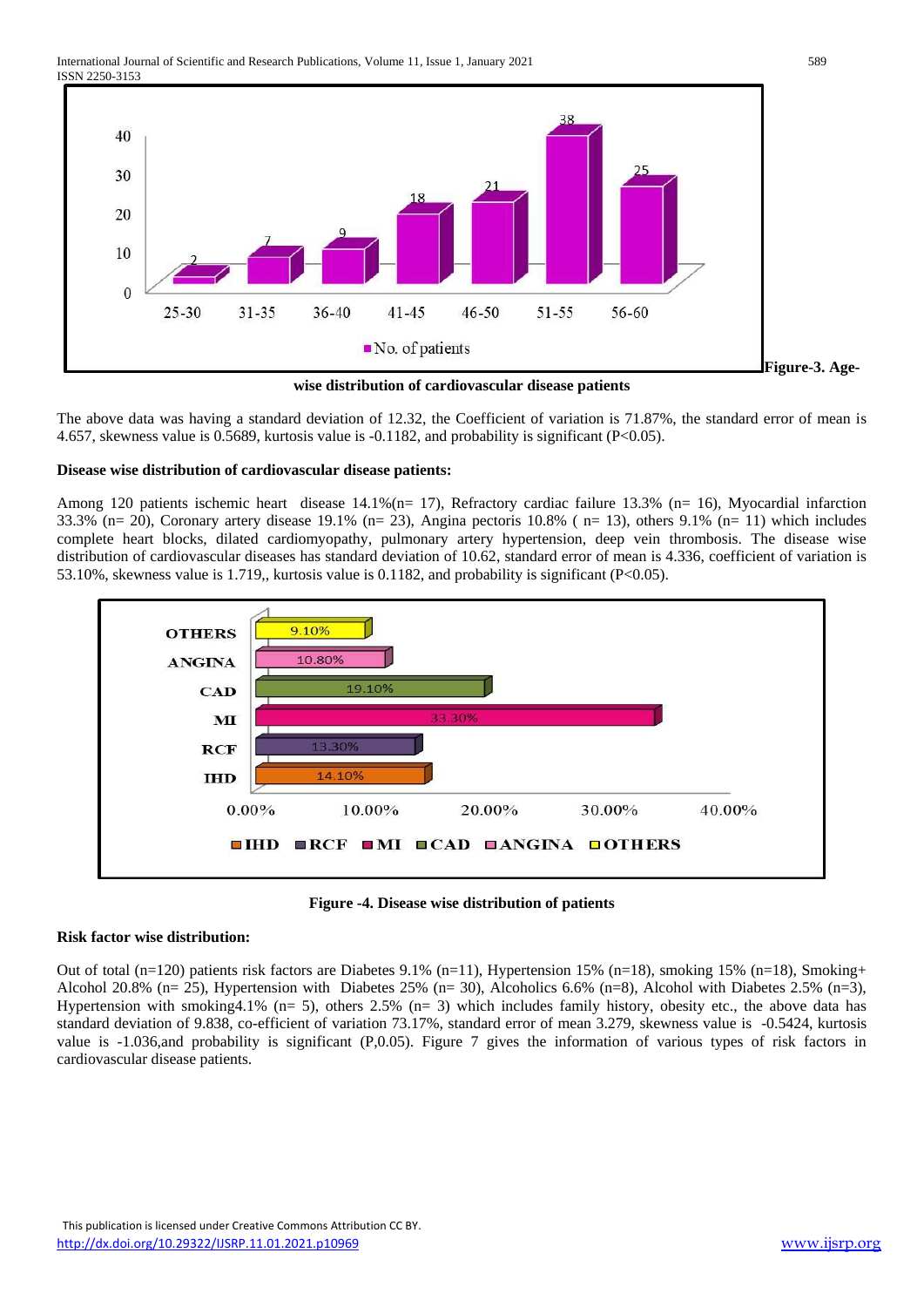**Figure-3. Age-wise distribution of cardiovascular disease patients**

The above data was having a standard deviation of 12.32, the Coefficient of variation is 71.87%, the standard error of mean is 4.657, skewness value is 0.5689, kurtosis value is -0.1182, and probability is significant (P<0.05).

**Disease wise distribution of cardiovascular disease patients:**

Among 120 patients ischemic heart disease 14.1%(n= 17), Refractory cardiac failure 13.3% (n= 16), Myocardial infarction 33.3% (n= 20), Coronary artery disease 19.1% (n= 23), Angina pectoris 10.8% ( n= 13), others 9.1% (n= 11) which includes complete heart blocks, dilated cardiomyopathy, pulmonary artery hypertension, deep vein thrombosis. The disease wise distribution of cardiovascular diseases has standard deviation of 10.62, standard error of mean is 4.336, coefficient of variation is 53.10%, skewness value is 1.719,, kurtosis value is 0.1182, and probability is significant (P<0.05).

**Figure -4. Disease wise distribution of patients**

**Risk factor wise distribution:**

Out of total (n=120) patients risk factors are Diabetes 9.1% (n=11), Hypertension 15% (n=18), smoking 15% (n=18), Smoking+ Alcohol 20.8% (n= 25), Hypertension with Diabetes 25% (n= 30), Alcoholics 6.6% (n=8), Alcohol with Diabetes 2.5% (n=3), Hypertension with smoking4.1% (n= 5), others 2.5% (n= 3) which includes family history, obesity etc., the above data has standard deviation of 9.838, co-efficient of variation 73.17%, standard error of mean 3.279, skewness value is -0.5424, kurtosis value is -1.036,and probability is significant (P,0.05). Figure 7 gives the information of various types of risk factors in cardiovascular disease patients.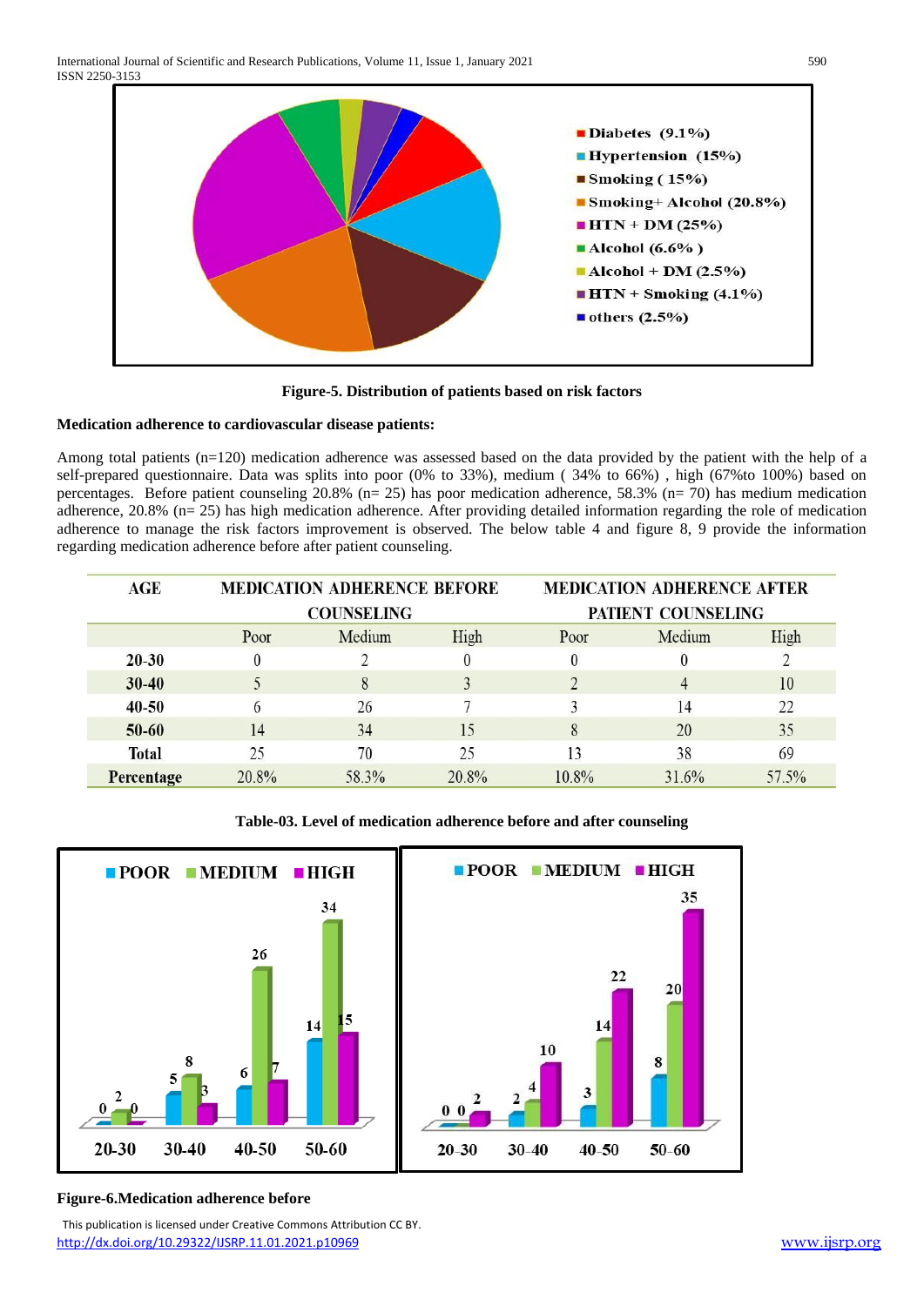Figure-5. Distribution of patients based on risk factors

**Medication adherence to cardiovascular disease patients:**

Among total patients (n=120) medication adherence was assessed based on the data provided by the patient with the help of a self-prepared questionnaire. Data was splits into poor (0% to 33%), medium ( 34% to 66%) , high (67%to 100%) based on percentages. Before patient counseling 20.8% (n= 25) has poor medication adherence, 58.3% (n= 70) has medium medication adherence, 20.8% (n= 25) has high medication adherence. After providing detailed information regarding the role of medication adherence to manage the risk factors improvement is observed. The below table 4 and figure 8, 9 provide the information regarding medication adherence before after patient counseling.

| AGE | MEDICATION ADHERENCE BEFORE COUNSELING | | | MEDICATION ADHERENCE AFTER PATIENT COUNSELING | | |
|---|---|---|---|---|---|---|
| | Poor | Medium | High | Poor | Medium | High |
| 20-30 | 0 | 2 | 0 | 0 | 0 | 2 |
| 30-40 | 5 | 8 | 3 | 2 | 4 | 10 |
| 40-50 | 6 | 26 | 7 | 3 | 14 | 22 |
| 50-60 | 14 | 34 | 15 | 8 | 20 | 35 |
| Total | 25 | 70 | 25 | 13 | 38 | 69 |
| Percentage | 20.8% | 58.3% | 20.8% | 10.8% | 31.6% | 57.5% |

Table-03. Level of medication adherence before and after counseling

**Figure-6.Medication adherence before**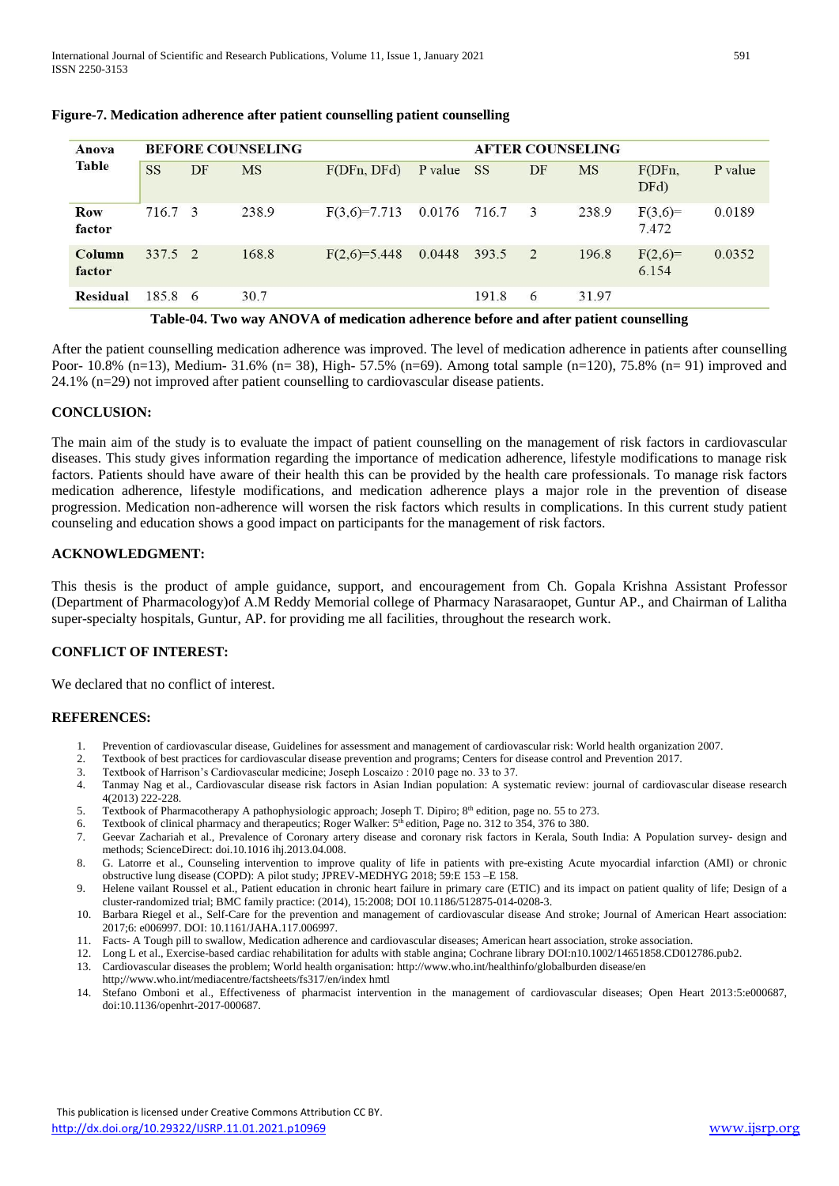**Figure-7. Medication adherence after patient counselling patient counselling**

| Anova Table | BEFORE COUNSELING | | | | | AFTER COUNSELING | | | | |
|---|---|---|---|---|---|---|---|---|---|---|
| | SS | DF | MS | F(DFn, DFd) | P value | SS | DF | MS | F(DFn, DFd) | P value |
| **Row factor** | 716.7 | 3 | 238.9 | F(3,6)=7.713 | 0.0176 | 716.7 | 3 | 238.9 | F(3,6)= 7.472 | 0.0189 |
| **Column factor** | 337.5 | 2 | 168.8 | F(2,6)=5.448 | 0.0448 | 393.5 | 2 | 196.8 | F(2,6)= 6.154 | 0.0352 |
| **Residual** | 185.8 | 6 | 30.7 | | | 191.8 | 6 | 31.97 | | |

**Table-04. Two way ANOVA of medication adherence before and after patient counselling**

After the patient counselling medication adherence was improved. The level of medication adherence in patients after counselling Poor- 10.8% (n=13), Medium- 31.6% (n= 38), High- 57.5% (n=69). Among total sample (n=120), 75.8% (n= 91) improved and 24.1% (n=29) not improved after patient counselling to cardiovascular disease patients.

## CONCLUSION:

The main aim of the study is to evaluate the impact of patient counselling on the management of risk factors in cardiovascular diseases. This study gives information regarding the importance of medication adherence, lifestyle modifications to manage risk factors. Patients should have aware of their health this can be provided by the health care professionals. To manage risk factors medication adherence, lifestyle modifications, and medication adherence plays a major role in the prevention of disease progression. Medication non-adherence will worsen the risk factors which results in complications. In this current study patient counseling and education shows a good impact on participants for the management of risk factors.

## ACKNOWLEDGMENT:

This thesis is the product of ample guidance, support, and encouragement from Ch. Gopala Krishna Assistant Professor (Department of Pharmacology)of A.M Reddy Memorial college of Pharmacy Narasaraopet, Guntur AP., and Chairman of Lalitha super-specialty hospitals, Guntur, AP. for providing me all facilities, throughout the research work.

## CONFLICT OF INTEREST:

We declared that no conflict of interest.

## REFERENCES:

1. Prevention of cardiovascular disease, Guidelines for assessment and management of cardiovascular risk: World health organization 2007.
2. Textbook of best practices for cardiovascular disease prevention and programs; Centers for disease control and Prevention 2017.
3. Textbook of Harrison's Cardiovascular medicine; Joseph Loscaizo : 2010 page no. 33 to 37.
4. Tanmay Nag et al., Cardiovascular disease risk factors in Asian Indian population: A systematic review: journal of cardiovascular disease research 4(2013) 222-228.
5. Textbook of Pharmacotherapy A pathophysiologic approach; Joseph T. Dipiro; 8th edition, page no. 55 to 273.
6. Textbook of clinical pharmacy and therapeutics; Roger Walker: 5th edition, Page no. 312 to 354, 376 to 380.
7. Geevar Zachariah et al., Prevalence of Coronary artery disease and coronary risk factors in Kerala, South India: A Population survey- design and methods; ScienceDirect: doi.10.1016 ihj.2013.04.008.
8. G. Latorre et al., Counseling intervention to improve quality of life in patients with pre-existing Acute myocardial infarction (AMI) or chronic obstructive lung disease (COPD): A pilot study; JPREV-MEDHYG 2018; 59:E 153 –E 158.
9. Helene vailant Roussel et al., Patient education in chronic heart failure in primary care (ETIC) and its impact on patient quality of life; Design of a cluster-randomized trial; BMC family practice: (2014), 15:2008; DOI 10.1186/512875-014-0208-3.
10. Barbara Riegel et al., Self-Care for the prevention and management of cardiovascular disease And stroke; Journal of American Heart association: 2017;6: e006997. DOI: 10.1161/JAHA.117.006997.
11. Facts- A Tough pill to swallow, Medication adherence and cardiovascular diseases; American heart association, stroke association.
12. Long L et al., Exercise-based cardiac rehabilitation for adults with stable angina; Cochrane library DOI:n10.1002/14651858.CD012786.pub2.
13. Cardiovascular diseases the problem; World health organisation: http://www.who.int/healthinfo/globalburden disease/en http;//www.who.int/mediacentre/factsheets/fs317/en/index hmtl
14. Stefano Omboni et al., Effectiveness of pharmacist intervention in the management of cardiovascular diseases; Open Heart 2013:5:e000687, doi:10.1136/openhrt-2017-000687.